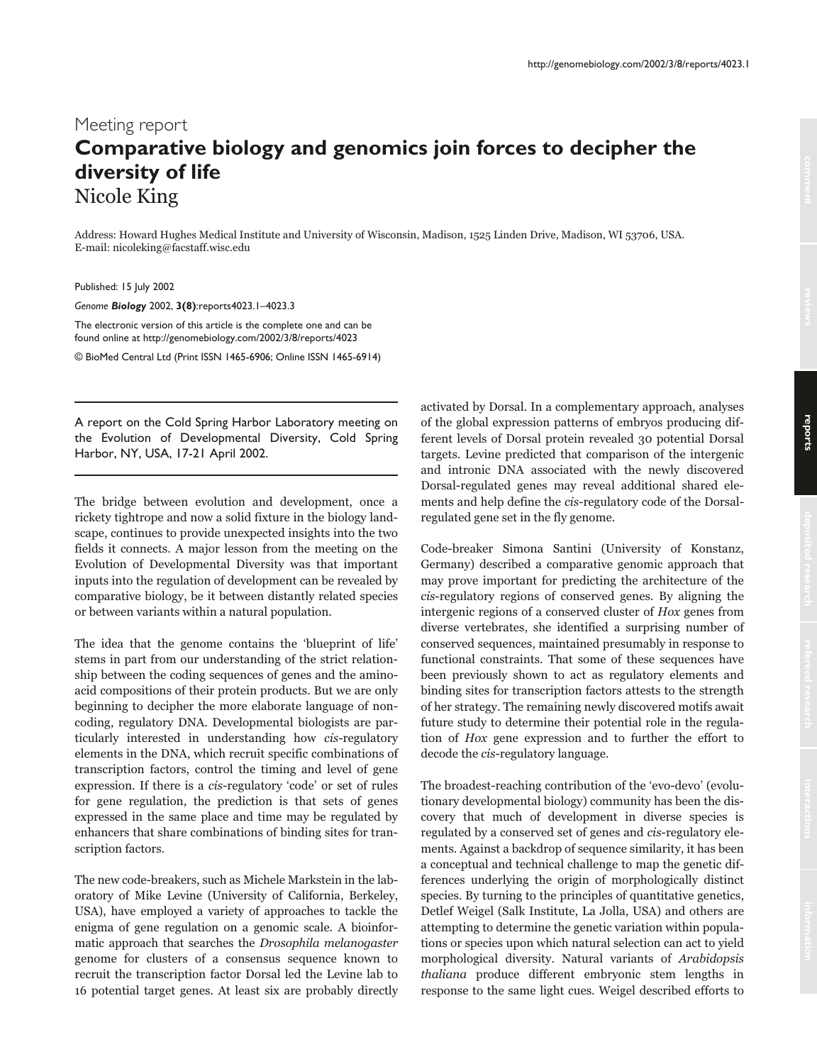Meeting report

# Comparative biology and genomics join forces to decipher the diversity of life

Nicole King

Address: Howard Hughes Medical Institute and University of Wisconsin, Madison, 1525 Linden Drive, Madison, WI 53706, USA.
E-mail: nicoleking@facstaff.wisc.edu

Published: 15 July 2002

*Genome* ***Biology*** 2002, **3(8)**:reports4023.1–4023.3

The electronic version of this article is the complete one and can be found online at http://genomebiology.com/2002/3/8/reports/4023

© BioMed Central Ltd (Print ISSN 1465-6906; Online ISSN 1465-6914)

A report on the Cold Spring Harbor Laboratory meeting on the Evolution of Developmental Diversity, Cold Spring Harbor, NY, USA, 17-21 April 2002.

The bridge between evolution and development, once a rickety tightrope and now a solid fixture in the biology landscape, continues to provide unexpected insights into the two fields it connects. A major lesson from the meeting on the Evolution of Developmental Diversity was that important inputs into the regulation of development can be revealed by comparative biology, be it between distantly related species or between variants within a natural population.

The idea that the genome contains the 'blueprint of life' stems in part from our understanding of the strict relationship between the coding sequences of genes and the amino-acid compositions of their protein products. But we are only beginning to decipher the more elaborate language of non-coding, regulatory DNA. Developmental biologists are particularly interested in understanding how *cis*-regulatory elements in the DNA, which recruit specific combinations of transcription factors, control the timing and level of gene expression. If there is a *cis*-regulatory 'code' or set of rules for gene regulation, the prediction is that sets of genes expressed in the same place and time may be regulated by enhancers that share combinations of binding sites for transcription factors.

The new code-breakers, such as Michele Markstein in the laboratory of Mike Levine (University of California, Berkeley, USA), have employed a variety of approaches to tackle the enigma of gene regulation on a genomic scale. A bioinformatic approach that searches the *Drosophila melanogaster* genome for clusters of a consensus sequence known to recruit the transcription factor Dorsal led the Levine lab to 16 potential target genes. At least six are probably directly activated by Dorsal. In a complementary approach, analyses of the global expression patterns of embryos producing different levels of Dorsal protein revealed 30 potential Dorsal targets. Levine predicted that comparison of the intergenic and intronic DNA associated with the newly discovered Dorsal-regulated genes may reveal additional shared elements and help define the *cis*-regulatory code of the Dorsal-regulated gene set in the fly genome.

Code-breaker Simona Santini (University of Konstanz, Germany) described a comparative genomic approach that may prove important for predicting the architecture of the *cis*-regulatory regions of conserved genes. By aligning the intergenic regions of a conserved cluster of *Hox* genes from diverse vertebrates, she identified a surprising number of conserved sequences, maintained presumably in response to functional constraints. That some of these sequences have been previously shown to act as regulatory elements and binding sites for transcription factors attests to the strength of her strategy. The remaining newly discovered motifs await future study to determine their potential role in the regulation of *Hox* gene expression and to further the effort to decode the *cis*-regulatory language.

The broadest-reaching contribution of the 'evo-devo' (evolutionary developmental biology) community has been the discovery that much of development in diverse species is regulated by a conserved set of genes and *cis*-regulatory elements. Against a backdrop of sequence similarity, it has been a conceptual and technical challenge to map the genetic differences underlying the origin of morphologically distinct species. By turning to the principles of quantitative genetics, Detlef Weigel (Salk Institute, La Jolla, USA) and others are attempting to determine the genetic variation within populations or species upon which natural selection can act to yield morphological diversity. Natural variants of *Arabidopsis thaliana* produce different embryonic stem lengths in response to the same light cues. Weigel described efforts to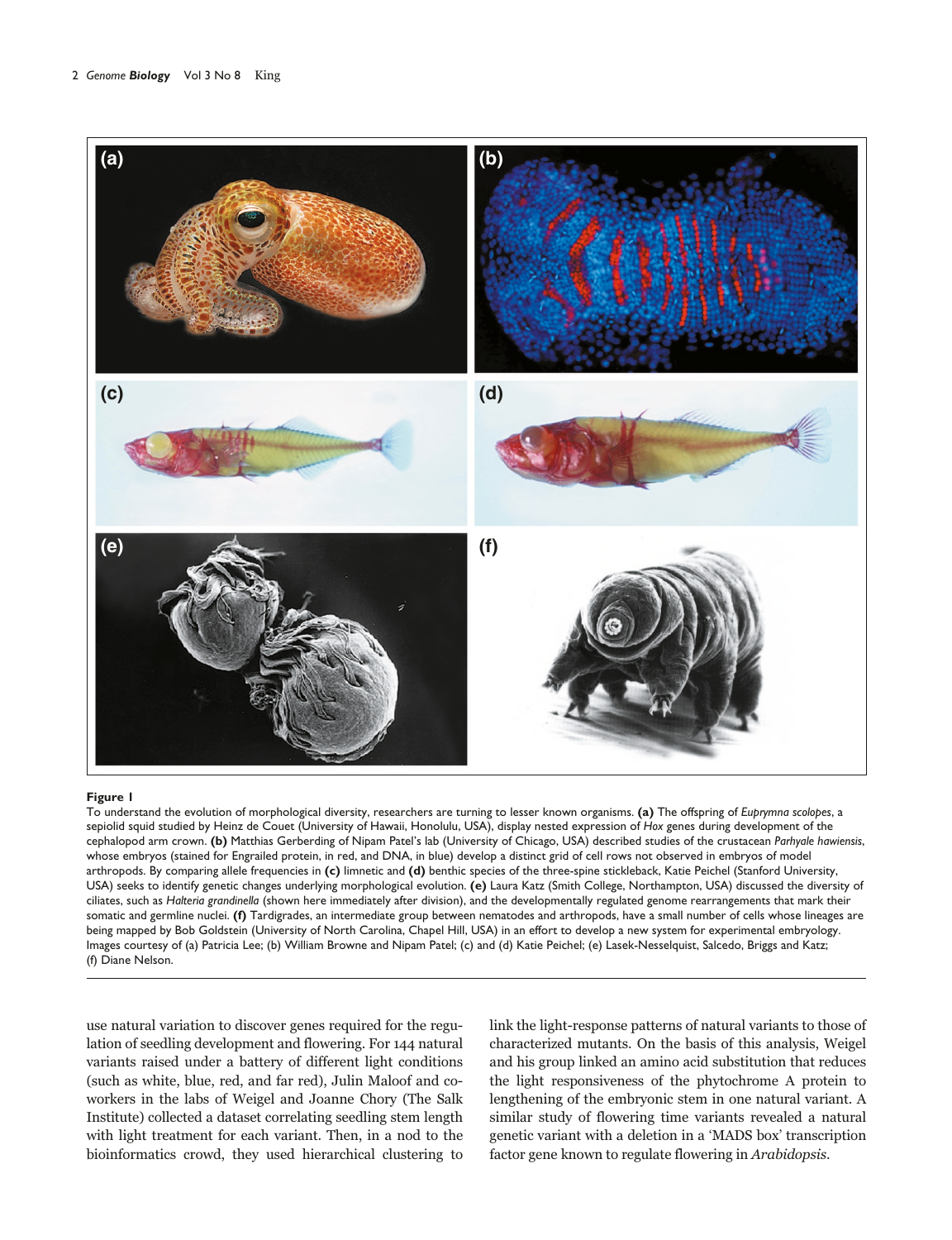**Figure 1**

To understand the evolution of morphological diversity, researchers are turning to lesser known organisms. **(a)** The offspring of *Euprymna scolopes*, a sepiolid squid studied by Heinz de Couet (University of Hawaii, Honolulu, USA), display nested expression of *Hox* genes during development of the cephalopod arm crown. **(b)** Matthias Gerberding of Nipam Patel's lab (University of Chicago, USA) described studies of the crustacean *Parhyale hawiensis*, whose embryos (stained for Engrailed protein, in red, and DNA, in blue) develop a distinct grid of cell rows not observed in embryos of model arthropods. By comparing allele frequencies in **(c)** limnetic and **(d)** benthic species of the three-spine stickleback, Katie Peichel (Stanford University, USA) seeks to identify genetic changes underlying morphological evolution. **(e)** Laura Katz (Smith College, Northampton, USA) discussed the diversity of ciliates, such as *Halteria grandinella* (shown here immediately after division), and the developmentally regulated genome rearrangements that mark their somatic and germline nuclei. **(f)** Tardigrades, an intermediate group between nematodes and arthropods, have a small number of cells whose lineages are being mapped by Bob Goldstein (University of North Carolina, Chapel Hill, USA) in an effort to develop a new system for experimental embryology. Images courtesy of (a) Patricia Lee; (b) William Browne and Nipam Patel; (c) and (d) Katie Peichel; (e) Lasek-Nesselquist, Salcedo, Briggs and Katz; (f) Diane Nelson.

use natural variation to discover genes required for the regulation of seedling development and flowering. For 144 natural variants raised under a battery of different light conditions (such as white, blue, red, and far red), Julin Maloof and coworkers in the labs of Weigel and Joanne Chory (The Salk Institute) collected a dataset correlating seedling stem length with light treatment for each variant. Then, in a nod to the bioinformatics crowd, they used hierarchical clustering to link the light-response patterns of natural variants to those of characterized mutants. On the basis of this analysis, Weigel and his group linked an amino acid substitution that reduces the light responsiveness of the phytochrome A protein to lengthening of the embryonic stem in one natural variant. A similar study of flowering time variants revealed a natural genetic variant with a deletion in a 'MADS box' transcription factor gene known to regulate flowering in *Arabidopsis*.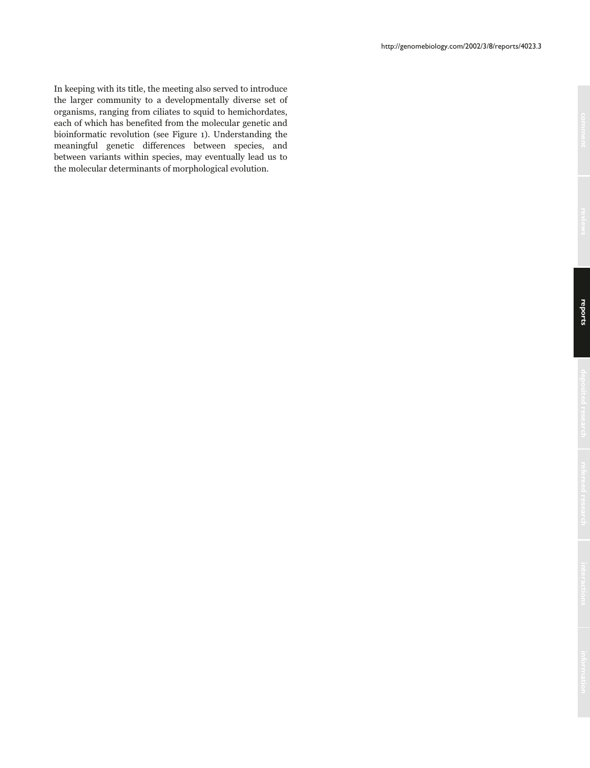In keeping with its title, the meeting also served to introduce the larger community to a developmentally diverse set of organisms, ranging from ciliates to squid to hemichordates, each of which has benefited from the molecular genetic and bioinformatic revolution (see Figure 1). Understanding the meaningful genetic differences between species, and between variants within species, may eventually lead us to the molecular determinants of morphological evolution.